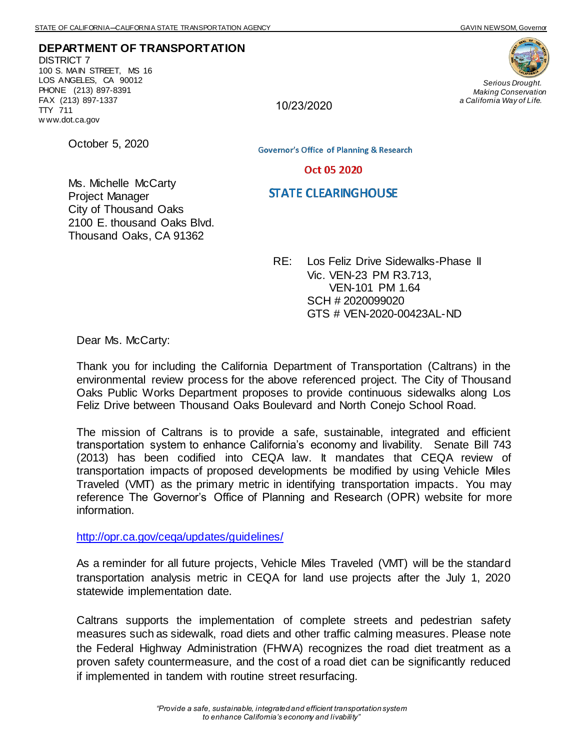STATE OF CALIFORNIA—CALIFORNIA STATE TRANSPORTATION AGENCY GAVIN NEWSOM, Governor

**DEPARTMENT OF TRANSPORTATION**
DISTRICT 7
100 S. MAIN STREET, MS 16
LOS ANGELES, CA 90012
PHONE (213) 897-8391
FAX (213) 897-1337
TTY 711
www.dot.ca.gov

*Serious Drought.*
*Making Conservation*
*a California Way of Life.*

10/23/2020

October 5, 2020

Governor's Office of Planning & Research

Oct 05 2020

STATE CLEARINGHOUSE

Ms. Michelle McCarty
Project Manager
City of Thousand Oaks
2100 E. thousand Oaks Blvd.
Thousand Oaks, CA 91362

RE: Los Feliz Drive Sidewalks-Phase II
Vic. VEN-23 PM R3.713,
VEN-101 PM 1.64
SCH # 2020099020
GTS # VEN-2020-00423AL-ND

Dear Ms. McCarty:

Thank you for including the California Department of Transportation (Caltrans) in the environmental review process for the above referenced project. The City of Thousand Oaks Public Works Department proposes to provide continuous sidewalks along Los Feliz Drive between Thousand Oaks Boulevard and North Conejo School Road.

The mission of Caltrans is to provide a safe, sustainable, integrated and efficient transportation system to enhance California's economy and livability. Senate Bill 743 (2013) has been codified into CEQA law. It mandates that CEQA review of transportation impacts of proposed developments be modified by using Vehicle Miles Traveled (VMT) as the primary metric in identifying transportation impacts. You may reference The Governor's Office of Planning and Research (OPR) website for more information.

http://opr.ca.gov/ceqa/updates/guidelines/

As a reminder for all future projects, Vehicle Miles Traveled (VMT) will be the standard transportation analysis metric in CEQA for land use projects after the July 1, 2020 statewide implementation date.

Caltrans supports the implementation of complete streets and pedestrian safety measures such as sidewalk, road diets and other traffic calming measures. Please note the Federal Highway Administration (FHWA) recognizes the road diet treatment as a proven safety countermeasure, and the cost of a road diet can be significantly reduced if implemented in tandem with routine street resurfacing.

*"Provide a safe, sustainable, integrated and efficient transportation system to enhance California's economy and livability"*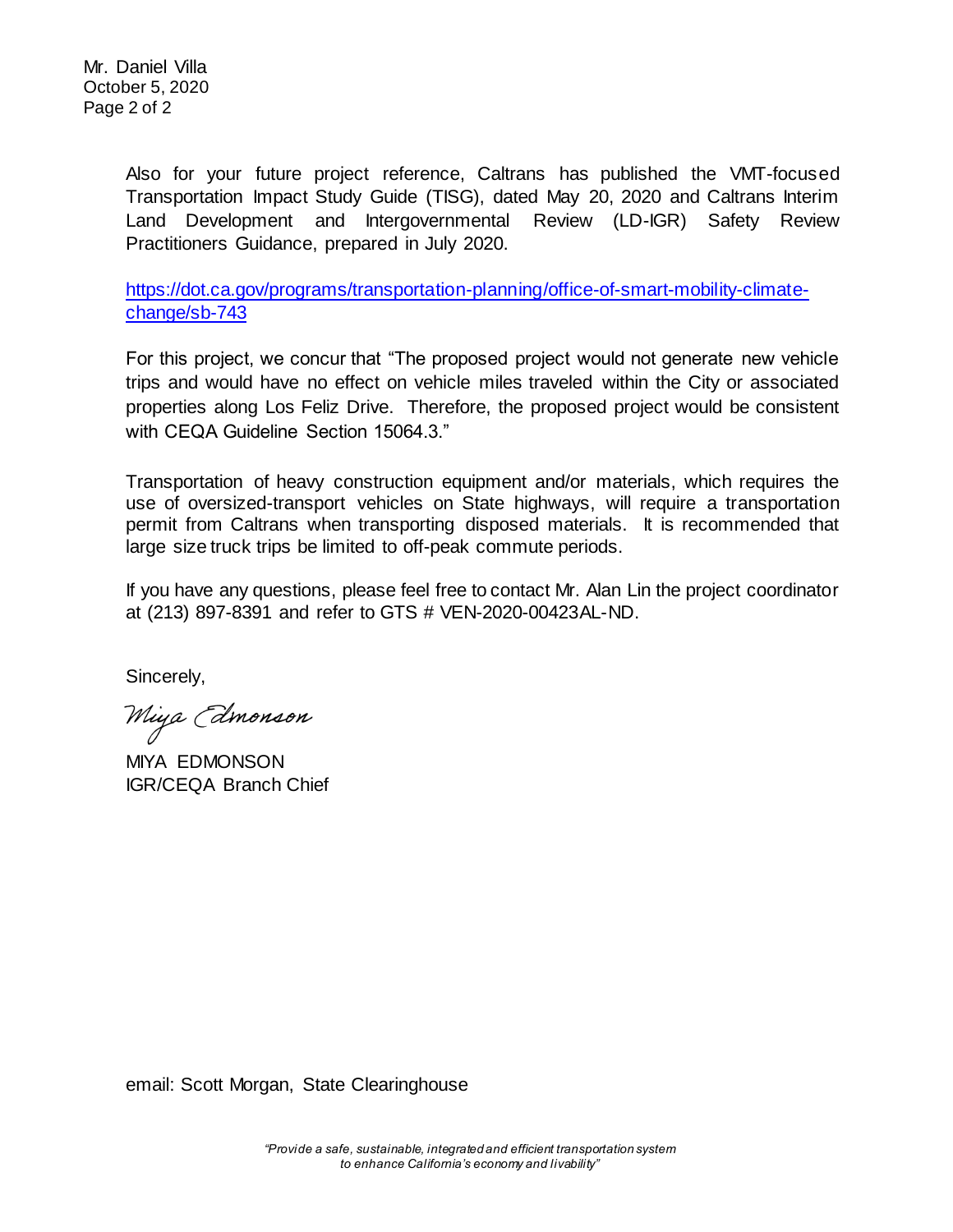Also for your future project reference, Caltrans has published the VMT-focused Transportation Impact Study Guide (TISG), dated May 20, 2020 and Caltrans Interim Land Development and Intergovernmental Review (LD-IGR) Safety Review Practitioners Guidance, prepared in July 2020.

https://dot.ca.gov/programs/transportation-planning/office-of-smart-mobility-climate-change/sb-743

For this project, we concur that "The proposed project would not generate new vehicle trips and would have no effect on vehicle miles traveled within the City or associated properties along Los Feliz Drive. Therefore, the proposed project would be consistent with CEQA Guideline Section 15064.3."

Transportation of heavy construction equipment and/or materials, which requires the use of oversized-transport vehicles on State highways, will require a transportation permit from Caltrans when transporting disposed materials. It is recommended that large size truck trips be limited to off-peak commute periods.

If you have any questions, please feel free to contact Mr. Alan Lin the project coordinator at (213) 897-8391 and refer to GTS # VEN-2020-00423AL-ND.

Sincerely,

*Miya Edmonson*

MIYA EDMONSON
IGR/CEQA Branch Chief

email: Scott Morgan, State Clearinghouse

*"Provide a safe, sustainable, integrated and efficient transportation system to enhance California's economy and livability"*